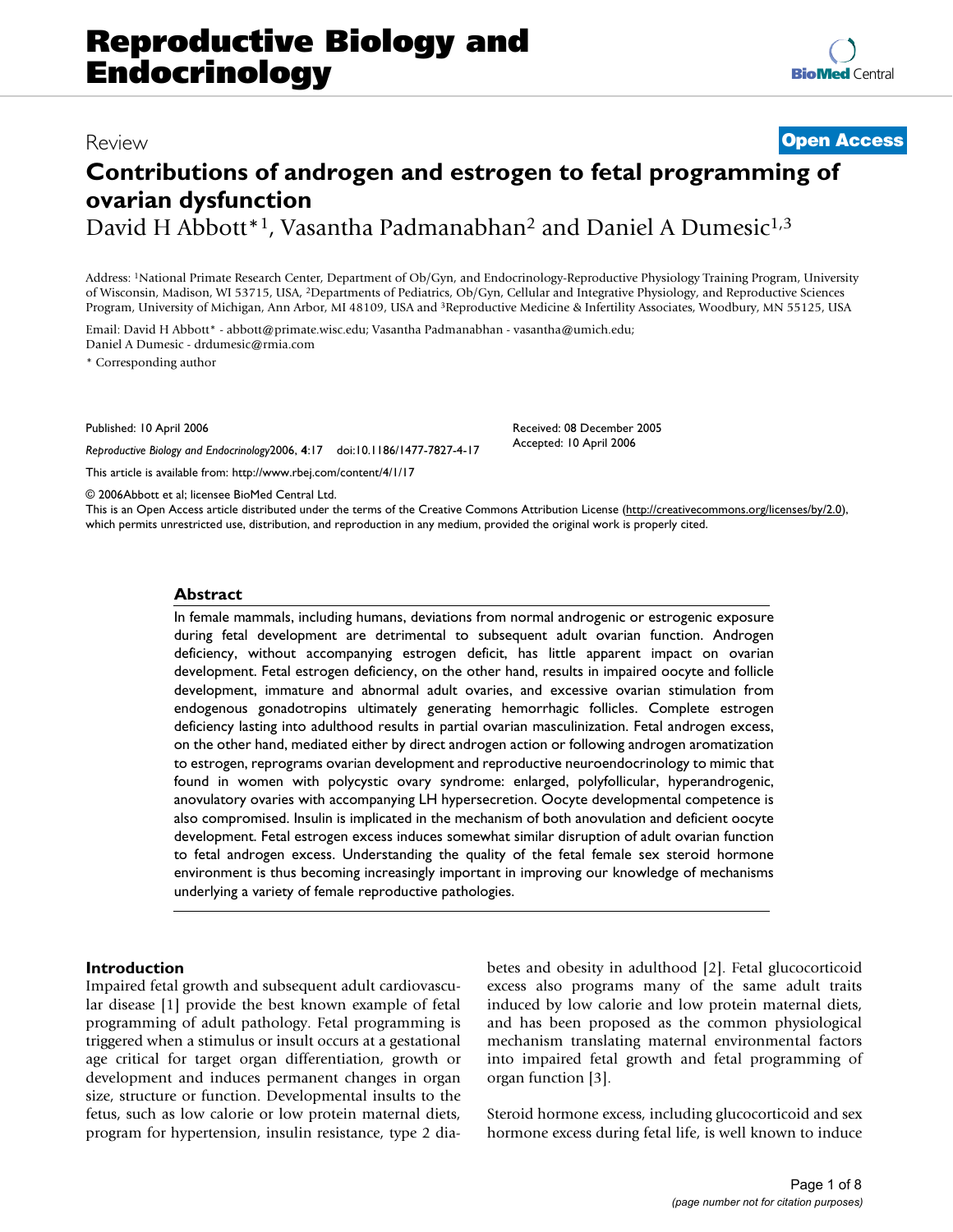# Contributions of androgen and estrogen to fetal programming of ovarian dysfunction

Review

Open Access

David H Abbott*[1], Vasantha Padmanabhan[2] and Daniel A Dumesic[1,3]

Address: [1]National Primate Research Center, Department of Ob/Gyn, and Endocrinology-Reproductive Physiology Training Program, University of Wisconsin, Madison, WI 53715, USA, [2]Departments of Pediatrics, Ob/Gyn, Cellular and Integrative Physiology, and Reproductive Sciences Program, University of Michigan, Ann Arbor, MI 48109, USA and [3]Reproductive Medicine & Infertility Associates, Woodbury, MN 55125, USA

Email: David H Abbott* - abbott@primate.wisc.edu; Vasantha Padmanabhan - vasantha@umich.edu; Daniel A Dumesic - drdumesic@rmia.com

\* Corresponding author

Published: 10 April 2006

Received: 08 December 2005

Accepted: 10 April 2006

*Reproductive Biology and Endocrinology* 2006, **4**:17 doi:10.1186/1477-7827-4-17

This article is available from: http://www.rbej.com/content/4/1/17

© 2006Abbott et al; licensee BioMed Central Ltd.

This is an Open Access article distributed under the terms of the Creative Commons Attribution License (http://creativecommons.org/licenses/by/2.0), which permits unrestricted use, distribution, and reproduction in any medium, provided the original work is properly cited.

## Abstract

In female mammals, including humans, deviations from normal androgenic or estrogenic exposure during fetal development are detrimental to subsequent adult ovarian function. Androgen deficiency, without accompanying estrogen deficit, has little apparent impact on ovarian development. Fetal estrogen deficiency, on the other hand, results in impaired oocyte and follicle development, immature and abnormal adult ovaries, and excessive ovarian stimulation from endogenous gonadotropins ultimately generating hemorrhagic follicles. Complete estrogen deficiency lasting into adulthood results in partial ovarian masculinization. Fetal androgen excess, on the other hand, mediated either by direct androgen action or following androgen aromatization to estrogen, reprograms ovarian development and reproductive neuroendocrinology to mimic that found in women with polycystic ovary syndrome: enlarged, polyfollicular, hyperandrogenic, anovulatory ovaries with accompanying LH hypersecretion. Oocyte developmental competence is also compromised. Insulin is implicated in the mechanism of both anovulation and deficient oocyte development. Fetal estrogen excess induces somewhat similar disruption of adult ovarian function to fetal androgen excess. Understanding the quality of the fetal female sex steroid hormone environment is thus becoming increasingly important in improving our knowledge of mechanisms underlying a variety of female reproductive pathologies.

## Introduction

Impaired fetal growth and subsequent adult cardiovascular disease [1] provide the best known example of fetal programming of adult pathology. Fetal programming is triggered when a stimulus or insult occurs at a gestational age critical for target organ differentiation, growth or development and induces permanent changes in organ size, structure or function. Developmental insults to the fetus, such as low calorie or low protein maternal diets, program for hypertension, insulin resistance, type 2 diabetes and obesity in adulthood [2]. Fetal glucocorticoid excess also programs many of the same adult traits induced by low calorie and low protein maternal diets, and has been proposed as the common physiological mechanism translating maternal environmental factors into impaired fetal growth and fetal programming of organ function [3].

Steroid hormone excess, including glucocorticoid and sex hormone excess during fetal life, is well known to induce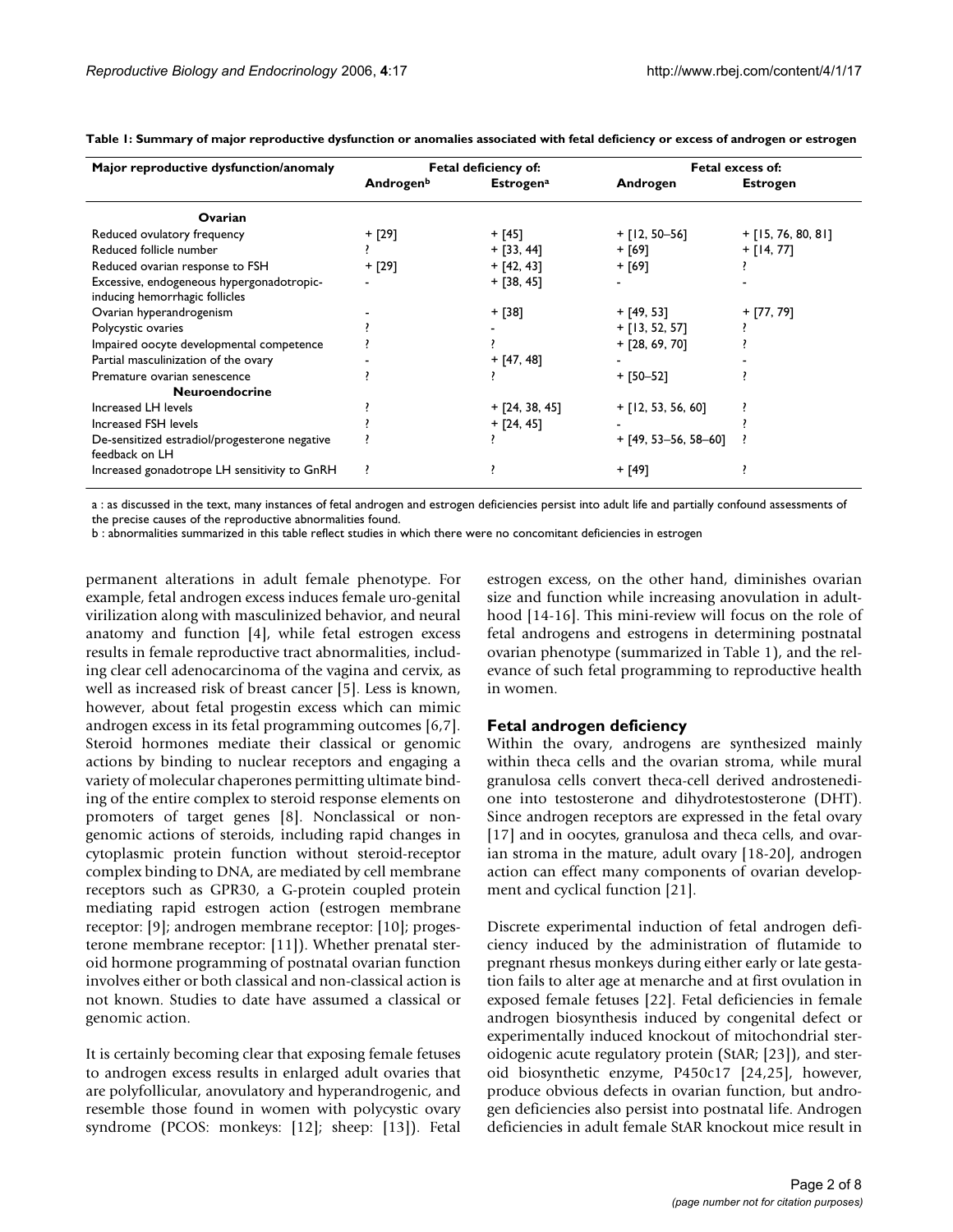**Table 1: Summary of major reproductive dysfunction or anomalies associated with fetal deficiency or excess of androgen or estrogen**

| Major reproductive dysfunction/anomaly | Fetal deficiency of: | | Fetal excess of: | |
|---|---|---|---|---|
| | Androgen[b] | Estrogen[a] | Androgen | Estrogen |
| **Ovarian** | | | | |
| Reduced ovulatory frequency | + [29] | + [45] | + [12, 50–56] | + [15, 76, 80, 81] |
| Reduced follicle number | ? | + [33, 44] | + [69] | + [14, 77] |
| Reduced ovarian response to FSH | + [29] | + [42, 43] | + [69] | ? |
| Excessive, endogeneous hypergonadotropic-inducing hemorrhagic follicles | - | + [38, 45] | - | - |
| Ovarian hyperandrogenism | - | + [38] | + [49, 53] | + [77, 79] |
| Polycystic ovaries | ? | - | + [13, 52, 57] | ? |
| Impaired oocyte developmental competence | ? | ? | + [28, 69, 70] | ? |
| Partial masculinization of the ovary | - | + [47, 48] | - | - |
| Premature ovarian senescence | ? | ? | + [50–52] | ? |
| **Neuroendocrine** | | | | |
| Increased LH levels | ? | + [24, 38, 45] | + [12, 53, 56, 60] | ? |
| Increased FSH levels | ? | + [24, 45] | - | ? |
| De-sensitized estradiol/progesterone negative feedback on LH | ? | ? | + [49, 53–56, 58–60] | ? |
| Increased gonadotrope LH sensitivity to GnRH | ? | ? | + [49] | ? |

a : as discussed in the text, many instances of fetal androgen and estrogen deficiencies persist into adult life and partially confound assessments of the precise causes of the reproductive abnormalities found.

b : abnormalities summarized in this table reflect studies in which there were no concomitant deficiencies in estrogen

permanent alterations in adult female phenotype. For example, fetal androgen excess induces female uro-genital virilization along with masculinized behavior, and neural anatomy and function [4], while fetal estrogen excess results in female reproductive tract abnormalities, including clear cell adenocarcinoma of the vagina and cervix, as well as increased risk of breast cancer [5]. Less is known, however, about fetal progestin excess which can mimic androgen excess in its fetal programming outcomes [6,7]. Steroid hormones mediate their classical or genomic actions by binding to nuclear receptors and engaging a variety of molecular chaperones permitting ultimate binding of the entire complex to steroid response elements on promoters of target genes [8]. Nonclassical or nongenomic actions of steroids, including rapid changes in cytoplasmic protein function without steroid-receptor complex binding to DNA, are mediated by cell membrane receptors such as GPR30, a G-protein coupled protein mediating rapid estrogen action (estrogen membrane receptor: [9]; androgen membrane receptor: [10]; progesterone membrane receptor: [11]). Whether prenatal steroid hormone programming of postnatal ovarian function involves either or both classical and non-classical action is not known. Studies to date have assumed a classical or genomic action.

It is certainly becoming clear that exposing female fetuses to androgen excess results in enlarged adult ovaries that are polyfollicular, anovulatory and hyperandrogenic, and resemble those found in women with polycystic ovary syndrome (PCOS: monkeys: [12]; sheep: [13]). Fetal estrogen excess, on the other hand, diminishes ovarian size and function while increasing anovulation in adulthood [14-16]. This mini-review will focus on the role of fetal androgens and estrogens in determining postnatal ovarian phenotype (summarized in Table 1), and the relevance of such fetal programming to reproductive health in women.

## Fetal androgen deficiency

Within the ovary, androgens are synthesized mainly within theca cells and the ovarian stroma, while mural granulosa cells convert theca-cell derived androstenedione into testosterone and dihydrotestosterone (DHT). Since androgen receptors are expressed in the fetal ovary [17] and in oocytes, granulosa and theca cells, and ovarian stroma in the mature, adult ovary [18-20], androgen action can effect many components of ovarian development and cyclical function [21].

Discrete experimental induction of fetal androgen deficiency induced by the administration of flutamide to pregnant rhesus monkeys during either early or late gestation fails to alter age at menarche and at first ovulation in exposed female fetuses [22]. Fetal deficiencies in female androgen biosynthesis induced by congenital defect or experimentally induced knockout of mitochondrial steroidogenic acute regulatory protein (StAR; [23]), and steroid biosynthetic enzyme, P450c17 [24,25], however, produce obvious defects in ovarian function, but androgen deficiencies also persist into postnatal life. Androgen deficiencies in adult female StAR knockout mice result in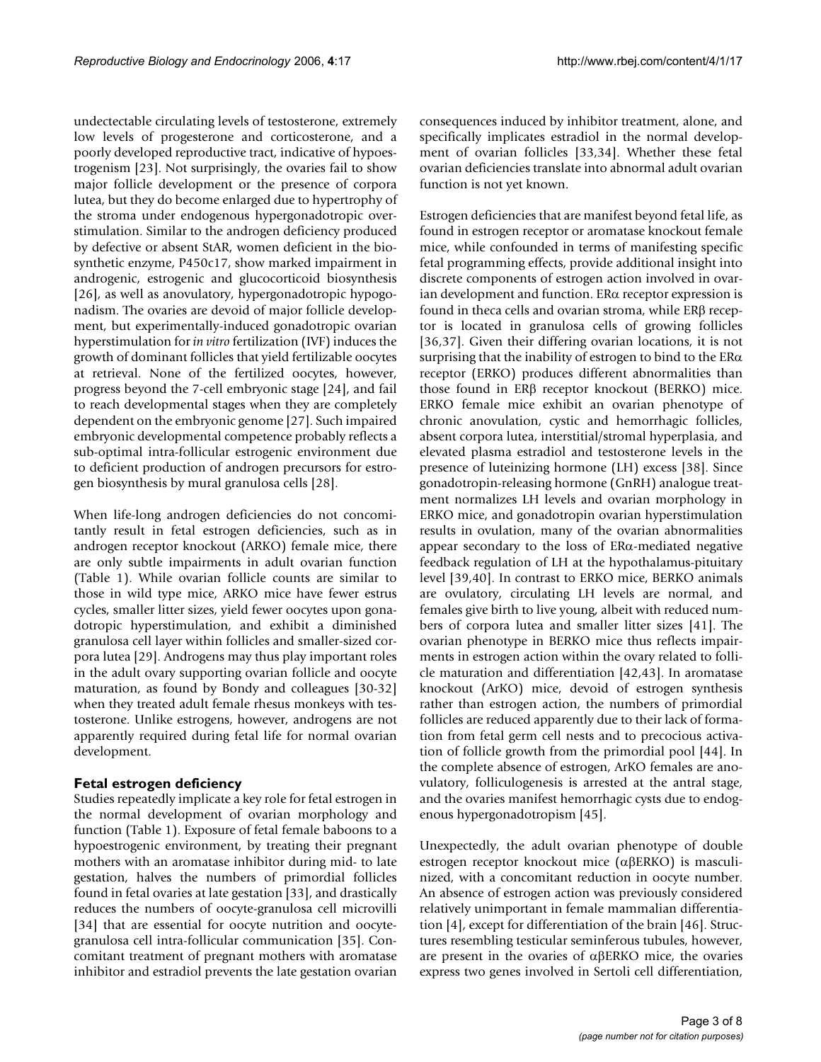undectectable circulating levels of testosterone, extremely low levels of progesterone and corticosterone, and a poorly developed reproductive tract, indicative of hypoestrogenism [23]. Not surprisingly, the ovaries fail to show major follicle development or the presence of corpora lutea, but they do become enlarged due to hypertrophy of the stroma under endogenous hypergonadotropic overstimulation. Similar to the androgen deficiency produced by defective or absent StAR, women deficient in the biosynthetic enzyme, P450c17, show marked impairment in androgenic, estrogenic and glucocorticoid biosynthesis [26], as well as anovulatory, hypergonadotropic hypogonadism. The ovaries are devoid of major follicle development, but experimentally-induced gonadotropic ovarian hyperstimulation for *in vitro* fertilization (IVF) induces the growth of dominant follicles that yield fertilizable oocytes at retrieval. None of the fertilized oocytes, however, progress beyond the 7-cell embryonic stage [24], and fail to reach developmental stages when they are completely dependent on the embryonic genome [27]. Such impaired embryonic developmental competence probably reflects a sub-optimal intra-follicular estrogenic environment due to deficient production of androgen precursors for estrogen biosynthesis by mural granulosa cells [28].

When life-long androgen deficiencies do not concomitantly result in fetal estrogen deficiencies, such as in androgen receptor knockout (ARKO) female mice, there are only subtle impairments in adult ovarian function (Table 1). While ovarian follicle counts are similar to those in wild type mice, ARKO mice have fewer estrus cycles, smaller litter sizes, yield fewer oocytes upon gonadotropic hyperstimulation, and exhibit a diminished granulosa cell layer within follicles and smaller-sized corpora lutea [29]. Androgens may thus play important roles in the adult ovary supporting ovarian follicle and oocyte maturation, as found by Bondy and colleagues [30-32] when they treated adult female rhesus monkeys with testosterone. Unlike estrogens, however, androgens are not apparently required during fetal life for normal ovarian development.

## Fetal estrogen deficiency

Studies repeatedly implicate a key role for fetal estrogen in the normal development of ovarian morphology and function (Table 1). Exposure of fetal female baboons to a hypoestrogenic environment, by treating their pregnant mothers with an aromatase inhibitor during mid- to late gestation, halves the numbers of primordial follicles found in fetal ovaries at late gestation [33], and drastically reduces the numbers of oocyte-granulosa cell microvilli [34] that are essential for oocyte nutrition and oocyte-granulosa cell intra-follicular communication [35]. Concomitant treatment of pregnant mothers with aromatase inhibitor and estradiol prevents the late gestation ovarian consequences induced by inhibitor treatment, alone, and specifically implicates estradiol in the normal development of ovarian follicles [33,34]. Whether these fetal ovarian deficiencies translate into abnormal adult ovarian function is not yet known.

Estrogen deficiencies that are manifest beyond fetal life, as found in estrogen receptor or aromatase knockout female mice, while confounded in terms of manifesting specific fetal programming effects, provide additional insight into discrete components of estrogen action involved in ovarian development and function. ERα receptor expression is found in theca cells and ovarian stroma, while ERβ receptor is located in granulosa cells of growing follicles [36,37]. Given their differing ovarian locations, it is not surprising that the inability of estrogen to bind to the ERα receptor (ERKO) produces different abnormalities than those found in ERβ receptor knockout (BERKO) mice. ERKO female mice exhibit an ovarian phenotype of chronic anovulation, cystic and hemorrhagic follicles, absent corpora lutea, interstitial/stromal hyperplasia, and elevated plasma estradiol and testosterone levels in the presence of luteinizing hormone (LH) excess [38]. Since gonadotropin-releasing hormone (GnRH) analogue treatment normalizes LH levels and ovarian morphology in ERKO mice, and gonadotropin ovarian hyperstimulation results in ovulation, many of the ovarian abnormalities appear secondary to the loss of ERα-mediated negative feedback regulation of LH at the hypothalamus-pituitary level [39,40]. In contrast to ERKO mice, BERKO animals are ovulatory, circulating LH levels are normal, and females give birth to live young, albeit with reduced numbers of corpora lutea and smaller litter sizes [41]. The ovarian phenotype in BERKO mice thus reflects impairments in estrogen action within the ovary related to follicle maturation and differentiation [42,43]. In aromatase knockout (ArKO) mice, devoid of estrogen synthesis rather than estrogen action, the numbers of primordial follicles are reduced apparently due to their lack of formation from fetal germ cell nests and to precocious activation of follicle growth from the primordial pool [44]. In the complete absence of estrogen, ArKO females are anovulatory, folliculogenesis is arrested at the antral stage, and the ovaries manifest hemorrhagic cysts due to endogenous hypergonadotropism [45].

Unexpectedly, the adult ovarian phenotype of double estrogen receptor knockout mice (αβERKO) is masculinized, with a concomitant reduction in oocyte number. An absence of estrogen action was previously considered relatively unimportant in female mammalian differentiation [4], except for differentiation of the brain [46]. Structures resembling testicular seminferous tubules, however, are present in the ovaries of αβERKO mice, the ovaries express two genes involved in Sertoli cell differentiation,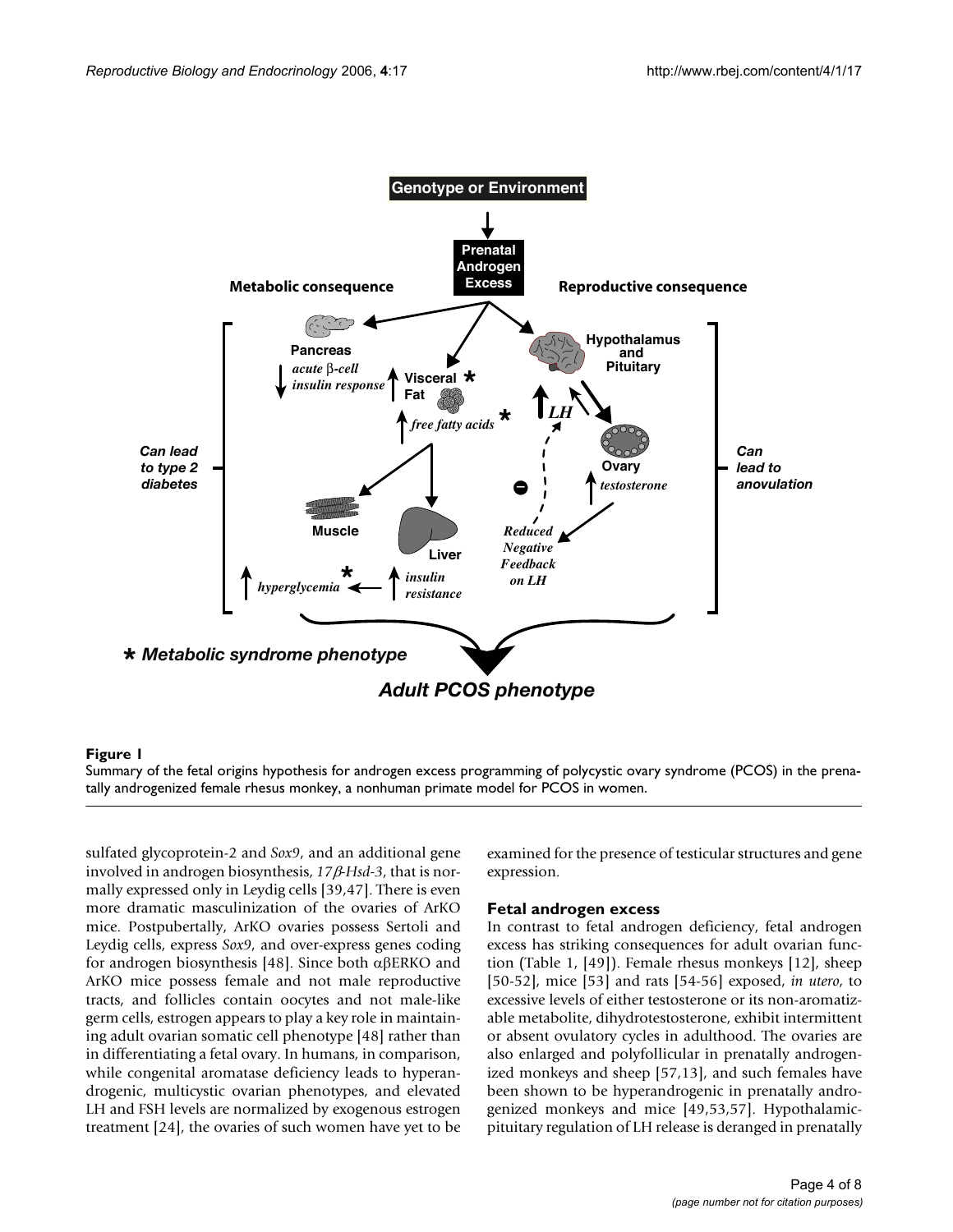**Figure 1**

Summary of the fetal origins hypothesis for androgen excess programming of polycystic ovary syndrome (PCOS) in the prenatally androgenized female rhesus monkey, a nonhuman primate model for PCOS in women.

sulfated glycoprotein-2 and *Sox9*, and an additional gene involved in androgen biosynthesis, *17β-Hsd-3*, that is normally expressed only in Leydig cells [39,47]. There is even more dramatic masculinization of the ovaries of ArKO mice. Postpubertally, ArKO ovaries possess Sertoli and Leydig cells, express *Sox9*, and over-express genes coding for androgen biosynthesis [48]. Since both αβERKO and ArKO mice possess female and not male reproductive tracts, and follicles contain oocytes and not male-like germ cells, estrogen appears to play a key role in maintaining adult ovarian somatic cell phenotype [48] rather than in differentiating a fetal ovary. In humans, in comparison, while congenital aromatase deficiency leads to hyperandrogenic, multicystic ovarian phenotypes, and elevated LH and FSH levels are normalized by exogenous estrogen treatment [24], the ovaries of such women have yet to be examined for the presence of testicular structures and gene expression.

### Fetal androgen excess

In contrast to fetal androgen deficiency, fetal androgen excess has striking consequences for adult ovarian function (Table 1, [49]). Female rhesus monkeys [12], sheep [50-52], mice [53] and rats [54-56] exposed, *in utero*, to excessive levels of either testosterone or its non-aromatizable metabolite, dihydrotestosterone, exhibit intermittent or absent ovulatory cycles in adulthood. The ovaries are also enlarged and polyfollicular in prenatally androgenized monkeys and sheep [57,13], and such females have been shown to be hyperandrogenic in prenatally androgenized monkeys and mice [49,53,57]. Hypothalamic-pituitary regulation of LH release is deranged in prenatally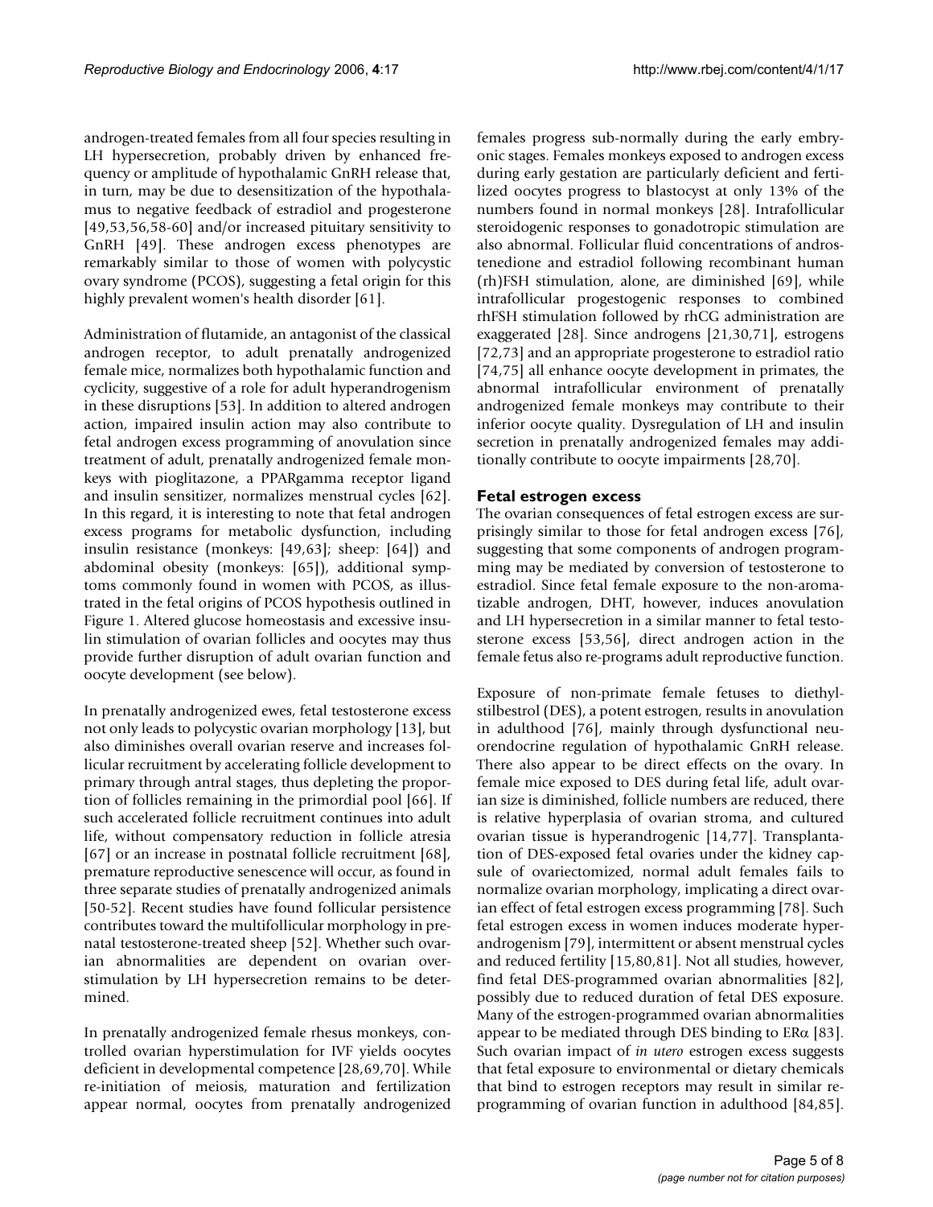androgen-treated females from all four species resulting in LH hypersecretion, probably driven by enhanced frequency or amplitude of hypothalamic GnRH release that, in turn, may be due to desensitization of the hypothalamus to negative feedback of estradiol and progesterone [49,53,56,58-60] and/or increased pituitary sensitivity to GnRH [49]. These androgen excess phenotypes are remarkably similar to those of women with polycystic ovary syndrome (PCOS), suggesting a fetal origin for this highly prevalent women's health disorder [61].

Administration of flutamide, an antagonist of the classical androgen receptor, to adult prenatally androgenized female mice, normalizes both hypothalamic function and cyclicity, suggestive of a role for adult hyperandrogenism in these disruptions [53]. In addition to altered androgen action, impaired insulin action may also contribute to fetal androgen excess programming of anovulation since treatment of adult, prenatally androgenized female monkeys with pioglitazone, a PPARgamma receptor ligand and insulin sensitizer, normalizes menstrual cycles [62]. In this regard, it is interesting to note that fetal androgen excess programs for metabolic dysfunction, including insulin resistance (monkeys: [49,63]; sheep: [64]) and abdominal obesity (monkeys: [65]), additional symptoms commonly found in women with PCOS, as illustrated in the fetal origins of PCOS hypothesis outlined in Figure 1. Altered glucose homeostasis and excessive insulin stimulation of ovarian follicles and oocytes may thus provide further disruption of adult ovarian function and oocyte development (see below).

In prenatally androgenized ewes, fetal testosterone excess not only leads to polycystic ovarian morphology [13], but also diminishes overall ovarian reserve and increases follicular recruitment by accelerating follicle development to primary through antral stages, thus depleting the proportion of follicles remaining in the primordial pool [66]. If such accelerated follicle recruitment continues into adult life, without compensatory reduction in follicle atresia [67] or an increase in postnatal follicle recruitment [68], premature reproductive senescence will occur, as found in three separate studies of prenatally androgenized animals [50-52]. Recent studies have found follicular persistence contributes toward the multifollicular morphology in prenatal testosterone-treated sheep [52]. Whether such ovarian abnormalities are dependent on ovarian overstimulation by LH hypersecretion remains to be determined.

In prenatally androgenized female rhesus monkeys, controlled ovarian hyperstimulation for IVF yields oocytes deficient in developmental competence [28,69,70]. While re-initiation of meiosis, maturation and fertilization appear normal, oocytes from prenatally androgenized females progress sub-normally during the early embryonic stages. Females monkeys exposed to androgen excess during early gestation are particularly deficient and fertilized oocytes progress to blastocyst at only 13% of the numbers found in normal monkeys [28]. Intrafollicular steroidogenic responses to gonadotropic stimulation are also abnormal. Follicular fluid concentrations of androstenedione and estradiol following recombinant human (rh)FSH stimulation, alone, are diminished [69], while intrafollicular progestogenic responses to combined rhFSH stimulation followed by rhCG administration are exaggerated [28]. Since androgens [21,30,71], estrogens [72,73] and an appropriate progesterone to estradiol ratio [74,75] all enhance oocyte development in primates, the abnormal intrafollicular environment of prenatally androgenized female monkeys may contribute to their inferior oocyte quality. Dysregulation of LH and insulin secretion in prenatally androgenized females may additionally contribute to oocyte impairments [28,70].

## Fetal estrogen excess

The ovarian consequences of fetal estrogen excess are surprisingly similar to those for fetal androgen excess [76], suggesting that some components of androgen programming may be mediated by conversion of testosterone to estradiol. Since fetal female exposure to the non-aromatizable androgen, DHT, however, induces anovulation and LH hypersecretion in a similar manner to fetal testosterone excess [53,56], direct androgen action in the female fetus also re-programs adult reproductive function.

Exposure of non-primate female fetuses to diethylstilbestrol (DES), a potent estrogen, results in anovulation in adulthood [76], mainly through dysfunctional neuroendocrine regulation of hypothalamic GnRH release. There also appear to be direct effects on the ovary. In female mice exposed to DES during fetal life, adult ovarian size is diminished, follicle numbers are reduced, there is relative hyperplasia of ovarian stroma, and cultured ovarian tissue is hyperandrogenic [14,77]. Transplantation of DES-exposed fetal ovaries under the kidney capsule of ovariectomized, normal adult females fails to normalize ovarian morphology, implicating a direct ovarian effect of fetal estrogen excess programming [78]. Such fetal estrogen excess in women induces moderate hyperandrogenism [79], intermittent or absent menstrual cycles and reduced fertility [15,80,81]. Not all studies, however, find fetal DES-programmed ovarian abnormalities [82], possibly due to reduced duration of fetal DES exposure. Many of the estrogen-programmed ovarian abnormalities appear to be mediated through DES binding to ER$\alpha$ [83]. Such ovarian impact of *in utero* estrogen excess suggests that fetal exposure to environmental or dietary chemicals that bind to estrogen receptors may result in similar re-programming of ovarian function in adulthood [84,85].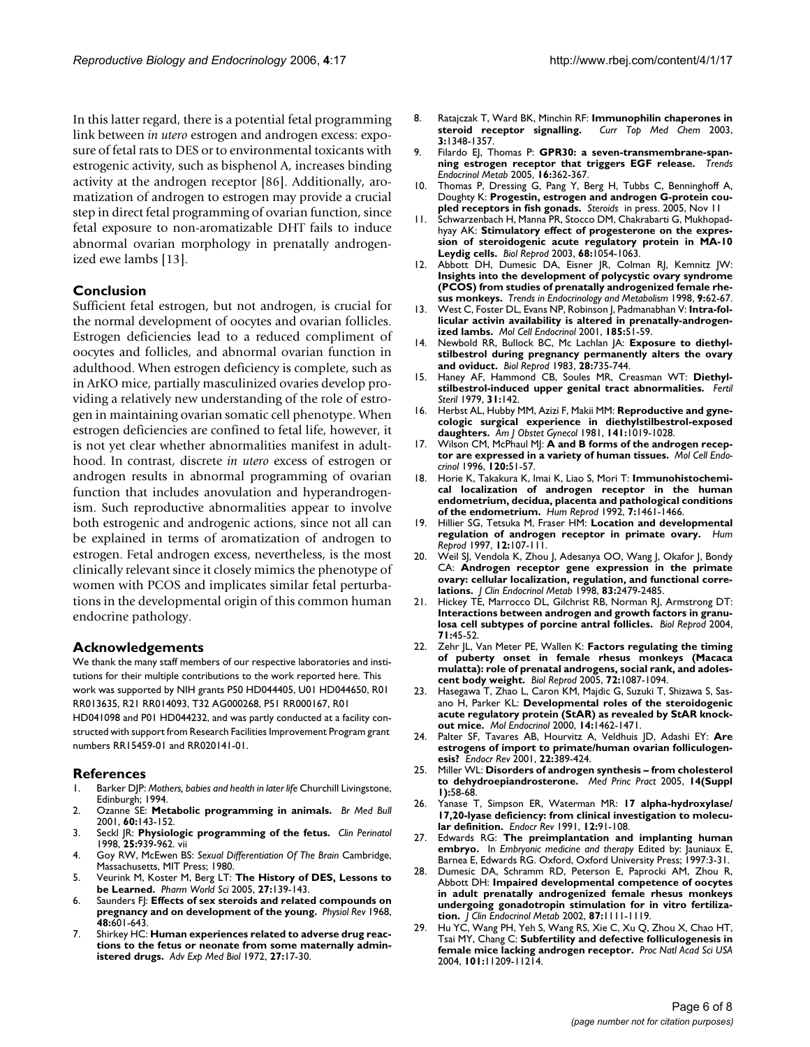In this latter regard, there is a potential fetal programming link between *in utero* estrogen and androgen excess: exposure of fetal rats to DES or to environmental toxicants with estrogenic activity, such as bisphenol A, increases binding activity at the androgen receptor [86]. Additionally, aromatization of androgen to estrogen may provide a crucial step in direct fetal programming of ovarian function, since fetal exposure to non-aromatizable DHT fails to induce abnormal ovarian morphology in prenatally androgenized ewe lambs [13].

## Conclusion

Sufficient fetal estrogen, but not androgen, is crucial for the normal development of oocytes and ovarian follicles. Estrogen deficiencies lead to a reduced compliment of oocytes and follicles, and abnormal ovarian function in adulthood. When estrogen deficiency is complete, such as in ArKO mice, partially masculinized ovaries develop providing a relatively new understanding of the role of estrogen in maintaining ovarian somatic cell phenotype. When estrogen deficiencies are confined to fetal life, however, it is not yet clear whether abnormalities manifest in adulthood. In contrast, discrete *in utero* excess of estrogen or androgen results in abnormal programming of ovarian function that includes anovulation and hyperandrogenism. Such reproductive abnormalities appear to involve both estrogenic and androgenic actions, since not all can be explained in terms of aromatization of androgen to estrogen. Fetal androgen excess, nevertheless, is the most clinically relevant since it closely mimics the phenotype of women with PCOS and implicates similar fetal perturbations in the developmental origin of this common human endocrine pathology.

## Acknowledgements

We thank the many staff members of our respective laboratories and institutions for their multiple contributions to the work reported here. This work was supported by NIH grants P50 HD044405, U01 HD044650, R01 RR013635, R21 RR014093, T32 AG000268, P51 RR000167, R01 HD041098 and P01 HD044232, and was partly conducted at a facility constructed with support from Research Facilities Improvement Program grant numbers RR15459-01 and RR020141-01.

## References

1. Barker DJP: *Mothers, babies and health in later life* Churchill Livingstone, Edinburgh; 1994.
2. Ozanne SE: **Metabolic programming in animals.** *Br Med Bull* 2001, **60:**143-152.
3. Seckl JR: **Physiologic programming of the fetus.** *Clin Perinatol* 1998, **25:**939-962. vii
4. Goy RW, McEwen BS: *Sexual Differentiation Of The Brain* Cambridge, Massachusetts, MIT Press; 1980.
5. Veurink M, Koster M, Berg LT: **The History of DES, Lessons to be Learned.** *Pharm World Sci* 2005, **27:**139-143.
6. Saunders FJ: **Effects of sex steroids and related compounds on pregnancy and on development of the young.** *Physiol Rev* 1968, **48:**601-643.
7. Shirkey HC: **Human experiences related to adverse drug reactions to the fetus or neonate from some maternally administered drugs.** *Adv Exp Med Biol* 1972, **27:**17-30.
8. Ratajczak T, Ward BK, Minchin RF: **Immunophilin chaperones in steroid receptor signalling.** *Curr Top Med Chem* 2003, **3:**1348-1357.
9. Filardo EJ, Thomas P: **GPR30: a seven-transmembrane-spanning estrogen receptor that triggers EGF release.** *Trends Endocrinol Metab* 2005, **16:**362-367.
10. Thomas P, Dressing G, Pang Y, Berg H, Tubbs C, Benninghoff A, Doughty K: **Progestin, estrogen and androgen G-protein coupled receptors in fish gonads.** *Steroids* in press. 2005, Nov 11
11. Schwarzenbach H, Manna PR, Stocco DM, Chakrabarti G, Mukhopadhyay AK: **Stimulatory effect of progesterone on the expression of steroidogenic acute regulatory protein in MA-10 Leydig cells.** *Biol Reprod* 2003, **68:**1054-1063.
12. Abbott DH, Dumesic DA, Eisner JR, Colman RJ, Kemnitz JW: **Insights into the development of polycystic ovary syndrome (PCOS) from studies of prenatally androgenized female rhesus monkeys.** *Trends in Endocrinology and Metabolism* 1998, **9:**62-67.
13. West C, Foster DL, Evans NP, Robinson J, Padmanabhan V: **Intra-follicular activin availability is altered in prenatally-androgenized lambs.** *Mol Cell Endocrinol* 2001, **185:**51-59.
14. Newbold RR, Bullock BC, Mc Lachlan JA: **Exposure to diethylstilbestrol during pregnancy permanently alters the ovary and oviduct.** *Biol Reprod* 1983, **28:**735-744.
15. Haney AF, Hammond CB, Soules MR, Creasman WT: **Diethylstilbestrol-induced upper genital tract abnormalities.** *Fertil Steril* 1979, **31:**142.
16. Herbst AL, Hubby MM, Azizi F, Makii MM: **Reproductive and gynecologic surgical experience in diethylstilbestrol-exposed daughters.** *Am J Obstet Gynecol* 1981, **141:**1019-1028.
17. Wilson CM, McPhaul MJ: **A and B forms of the androgen receptor are expressed in a variety of human tissues.** *Mol Cell Endocrinol* 1996, **120:**51-57.
18. Horie K, Takakura K, Imai K, Liao S, Mori T: **Immunohistochemical localization of androgen receptor in the human endometrium, decidua, placenta and pathological conditions of the endometrium.** *Hum Reprod* 1992, **7:**1461-1466.
19. Hillier SG, Tetsuka M, Fraser HM: **Location and developmental regulation of androgen receptor in primate ovary.** *Hum Reprod* 1997, **12:**107-111.
20. Weil SJ, Vendola K, Zhou J, Adesanya OO, Wang J, Okafor J, Bondy CA: **Androgen receptor gene expression in the primate ovary: cellular localization, regulation, and functional correlations.** *J Clin Endocrinol Metab* 1998, **83:**2479-2485.
21. Hickey TE, Marrocco DL, Gilchrist RB, Norman RJ, Armstrong DT: **Interactions between androgen and growth factors in granulosa cell subtypes of porcine antral follicles.** *Biol Reprod* 2004, **71:**45-52.
22. Zehr JL, Van Meter PE, Wallen K: **Factors regulating the timing of puberty onset in female rhesus monkeys (Macaca mulatta): role of prenatal androgens, social rank, and adolescent body weight.** *Biol Reprod* 2005, **72:**1087-1094.
23. Hasegawa T, Zhao L, Caron KM, Majdic G, Suzuki T, Shizawa S, Sasano H, Parker KL: **Developmental roles of the steroidogenic acute regulatory protein (StAR) as revealed by StAR knockout mice.** *Mol Endocrinol* 2000, **14:**1462-1471.
24. Palter SF, Tavares AB, Hourvitz A, Veldhuis JD, Adashi EY: **Are estrogens of import to primate/human ovarian folliculogenesis?** *Endocr Rev* 2001, **22:**389-424.
25. Miller WL: **Disorders of androgen synthesis – from cholesterol to dehydroepiandrosterone.** *Med Princ Pract* 2005, **14(Suppl 1):**58-68.
26. Yanase T, Simpson ER, Waterman MR: **17 alpha-hydroxylase/17,20-lyase deficiency: from clinical investigation to molecular definition.** *Endocr Rev* 1991, **12:**91-108.
27. Edwards RG: **The preimplantation and implanting human embryo.** In *Embryonic medicine and therapy* Edited by: Jauniaux E, Barnea E, Edwards RG. Oxford, Oxford University Press; 1997:3-31.
28. Dumesic DA, Schramm RD, Peterson E, Paprocki AM, Zhou R, Abbott DH: **Impaired developmental competence of oocytes in adult prenatally androgenized female rhesus monkeys undergoing gonadotropin stimulation for in vitro fertilization.** *J Clin Endocrinol Metab* 2002, **87:**1111-1119.
29. Hu YC, Wang PH, Yeh S, Wang RS, Xie C, Xu Q, Zhou X, Chao HT, Tsai MY, Chang C: **Subfertility and defective folliculogenesis in female mice lacking androgen receptor.** *Proc Natl Acad Sci USA* 2004, **101:**11209-11214.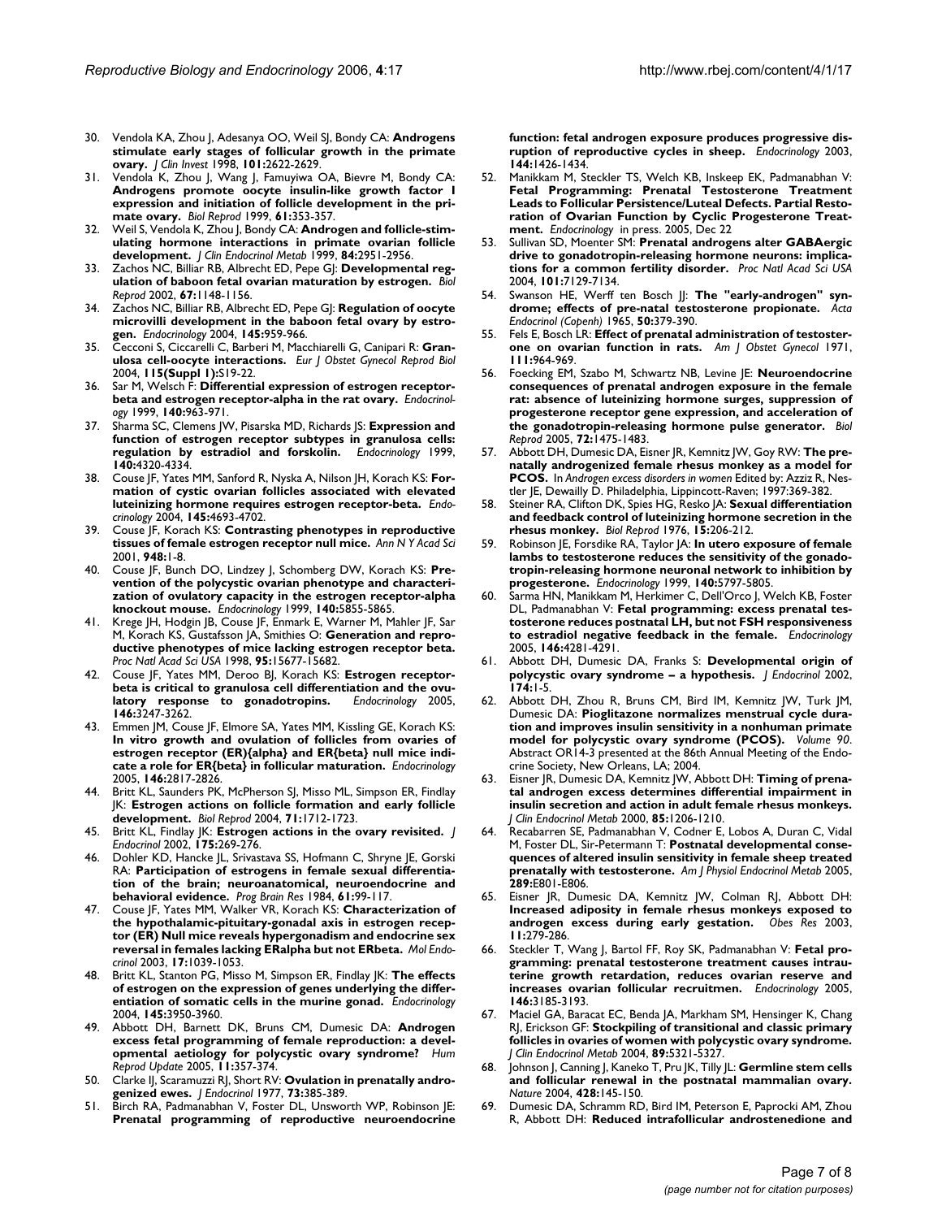30. Vendola KA, Zhou J, Adesanya OO, Weil SJ, Bondy CA: **Androgens stimulate early stages of follicular growth in the primate ovary.** *J Clin Invest* 1998, **101:**2622-2629.
31. Vendola K, Zhou J, Wang J, Famuyiwa OA, Bievre M, Bondy CA: **Androgens promote oocyte insulin-like growth factor I expression and initiation of follicle development in the primate ovary.** *Biol Reprod* 1999, **61:**353-357.
32. Weil S, Vendola K, Zhou J, Bondy CA: **Androgen and follicle-stimulating hormone interactions in primate ovarian follicle development.** *J Clin Endocrinol Metab* 1999, **84:**2951-2956.
33. Zachos NC, Billiar RB, Albrecht ED, Pepe GJ: **Developmental regulation of baboon fetal ovarian maturation by estrogen.** *Biol Reprod* 2002, **67:**1148-1156.
34. Zachos NC, Billiar RB, Albrecht ED, Pepe GJ: **Regulation of oocyte microvilli development in the baboon fetal ovary by estrogen.** *Endocrinology* 2004, **145:**959-966.
35. Cecconi S, Ciccarelli C, Barberi M, Macchiarelli G, Canipari R: **Granulosa cell-oocyte interactions.** *Eur J Obstet Gynecol Reprod Biol* 2004, **115(Suppl 1):**S19-22.
36. Sar M, Welsch F: **Differential expression of estrogen receptor-beta and estrogen receptor-alpha in the rat ovary.** *Endocrinology* 1999, **140:**963-971.
37. Sharma SC, Clemens JW, Pisarska MD, Richards JS: **Expression and function of estrogen receptor subtypes in granulosa cells: regulation by estradiol and forskolin.** *Endocrinology* 1999, **140:**4320-4334.
38. Couse JF, Yates MM, Sanford R, Nyska A, Nilson JH, Korach KS: **Formation of cystic ovarian follicles associated with elevated luteinizing hormone requires estrogen receptor-beta.** *Endocrinology* 2004, **145:**4693-4702.
39. Couse JF, Korach KS: **Contrasting phenotypes in reproductive tissues of female estrogen receptor null mice.** *Ann N Y Acad Sci* 2001, **948:**1-8.
40. Couse JF, Bunch DO, Lindzey J, Schomberg DW, Korach KS: **Prevention of the polycystic ovarian phenotype and characterization of ovulatory capacity in the estrogen receptor-alpha knockout mouse.** *Endocrinology* 1999, **140:**5855-5865.
41. Krege JH, Hodgin JB, Couse JF, Enmark E, Warner M, Mahler JF, Sar M, Korach KS, Gustafsson JA, Smithies O: **Generation and reproductive phenotypes of mice lacking estrogen receptor beta.** *Proc Natl Acad Sci USA* 1998, **95:**15677-15682.
42. Couse JF, Yates MM, Deroo BJ, Korach KS: **Estrogen receptor-beta is critical to granulosa cell differentiation and the ovulatory response to gonadotropins.** *Endocrinology* 2005, **146:**3247-3262.
43. Emmen JM, Couse JF, Elmore SA, Yates MM, Kissling GE, Korach KS: **In vitro growth and ovulation of follicles from ovaries of estrogen receptor (ER){alpha} and ER{beta} null mice indicate a role for ER{beta} in follicular maturation.** *Endocrinology* 2005, **146:**2817-2826.
44. Britt KL, Saunders PK, McPherson SJ, Misso ML, Simpson ER, Findlay JK: **Estrogen actions on follicle formation and early follicle development.** *Biol Reprod* 2004, **71:**1712-1723.
45. Britt KL, Findlay JK: **Estrogen actions in the ovary revisited.** *J Endocrinol* 2002, **175:**269-276.
46. Dohler KD, Hancke JL, Srivastava SS, Hofmann C, Shryne JE, Gorski RA: **Participation of estrogens in female sexual differentiation of the brain; neuroanatomical, neuroendocrine and behavioral evidence.** *Prog Brain Res* 1984, **61:**99-117.
47. Couse JF, Yates MM, Walker VR, Korach KS: **Characterization of the hypothalamic-pituitary-gonadal axis in estrogen receptor (ER) Null mice reveals hypergonadism and endocrine sex reversal in females lacking ERalpha but not ERbeta.** *Mol Endocrinol* 2003, **17:**1039-1053.
48. Britt KL, Stanton PG, Misso M, Simpson ER, Findlay JK: **The effects of estrogen on the expression of genes underlying the differentiation of somatic cells in the murine gonad.** *Endocrinology* 2004, **145:**3950-3960.
49. Abbott DH, Barnett DK, Bruns CM, Dumesic DA: **Androgen excess fetal programming of female reproduction: a developmental aetiology for polycystic ovary syndrome?** *Hum Reprod Update* 2005, **11:**357-374.
50. Clarke IJ, Scaramuzzi RJ, Short RV: **Ovulation in prenatally androgenized ewes.** *J Endocrinol* 1977, **73:**385-389.
51. Birch RA, Padmanabhan V, Foster DL, Unsworth WP, Robinson JE: **Prenatal programming of reproductive neuroendocrine function: fetal androgen exposure produces progressive disruption of reproductive cycles in sheep.** *Endocrinology* 2003, **144:**1426-1434.
52. Manikkam M, Steckler TS, Welch KB, Inskeep EK, Padmanabhan V: **Fetal Programming: Prenatal Testosterone Treatment Leads to Follicular Persistence/Luteal Defects. Partial Restoration of Ovarian Function by Cyclic Progesterone Treatment.** *Endocrinology* in press. 2005, Dec 22
53. Sullivan SD, Moenter SM: **Prenatal androgens alter GABAergic drive to gonadotropin-releasing hormone neurons: implications for a common fertility disorder.** *Proc Natl Acad Sci USA* 2004, **101:**7129-7134.
54. Swanson HE, Werff ten Bosch JJ: **The "early-androgen" syndrome; effects of pre-natal testosterone propionate.** *Acta Endocrinol (Copenh)* 1965, **50:**379-390.
55. Fels E, Bosch LR: **Effect of prenatal administration of testosterone on ovarian function in rats.** *Am J Obstet Gynecol* 1971, **111:**964-969.
56. Foecking EM, Szabo M, Schwartz NB, Levine JE: **Neuroendocrine consequences of prenatal androgen exposure in the female rat: absence of luteinizing hormone surges, suppression of progesterone receptor gene expression, and acceleration of the gonadotropin-releasing hormone pulse generator.** *Biol Reprod* 2005, **72:**1475-1483.
57. Abbott DH, Dumesic DA, Eisner JR, Kemnitz JW, Goy RW: **The prenatally androgenized female rhesus monkey as a model for PCOS.** In *Androgen excess disorders in women* Edited by: Azziz R, Nestler JE, Dewailly D. Philadelphia, Lippincott-Raven; 1997:369-382.
58. Steiner RA, Clifton DK, Spies HG, Resko JA: **Sexual differentiation and feedback control of luteinizing hormone secretion in the rhesus monkey.** *Biol Reprod* 1976, **15:**206-212.
59. Robinson JE, Forsdike RA, Taylor JA: **In utero exposure of female lambs to testosterone reduces the sensitivity of the gonadotropin-releasing hormone neuronal network to inhibition by progesterone.** *Endocrinology* 1999, **140:**5797-5805.
60. Sarma HN, Manikkam M, Herkimer C, Dell'Orco J, Welch KB, Foster DL, Padmanabhan V: **Fetal programming: excess prenatal testosterone reduces postnatal LH, but not FSH responsiveness to estradiol negative feedback in the female.** *Endocrinology* 2005, **146:**4281-4291.
61. Abbott DH, Dumesic DA, Franks S: **Developmental origin of polycystic ovary syndrome – a hypothesis.** *J Endocrinol* 2002, **174:**1-5.
62. Abbott DH, Zhou R, Bruns CM, Bird IM, Kemnitz JW, Turk JM, Dumesic DA: **Pioglitazone normalizes menstrual cycle duration and improves insulin sensitivity in a nonhuman primate model for polycystic ovary syndrome (PCOS).** *Volume 90*. Abstract OR14-3 presented at the 86th Annual Meeting of the Endocrine Society, New Orleans, LA; 2004.
63. Eisner JR, Dumesic DA, Kemnitz JW, Abbott DH: **Timing of prenatal androgen excess determines differential impairment in insulin secretion and action in adult female rhesus monkeys.** *J Clin Endocrinol Metab* 2000, **85:**1206-1210.
64. Recabarren SE, Padmanabhan V, Codner E, Lobos A, Duran C, Vidal M, Foster DL, Sir-Petermann T: **Postnatal developmental consequences of altered insulin sensitivity in female sheep treated prenatally with testosterone.** *Am J Physiol Endocrinol Metab* 2005, **289:**E801-E806.
65. Eisner JR, Dumesic DA, Kemnitz JW, Colman RJ, Abbott DH: **Increased adiposity in female rhesus monkeys exposed to androgen excess during early gestation.** *Obes Res* 2003, **11:**279-286.
66. Steckler T, Wang J, Bartol FF, Roy SK, Padmanabhan V: **Fetal programming: prenatal testosterone treatment causes intrauterine growth retardation, reduces ovarian reserve and increases ovarian follicular recruitmen.** *Endocrinology* 2005, **146:**3185-3193.
67. Maciel GA, Baracat EC, Benda JA, Markham SM, Hensinger K, Chang RJ, Erickson GF: **Stockpiling of transitional and classic primary follicles in ovaries of women with polycystic ovary syndrome.** *J Clin Endocrinol Metab* 2004, **89:**5321-5327.
68. Johnson J, Canning J, Kaneko T, Pru JK, Tilly JL: **Germline stem cells and follicular renewal in the postnatal mammalian ovary.** *Nature* 2004, **428:**145-150.
69. Dumesic DA, Schramm RD, Bird IM, Peterson E, Paprocki AM, Zhou R, Abbott DH: **Reduced intrafollicular androstenedione and**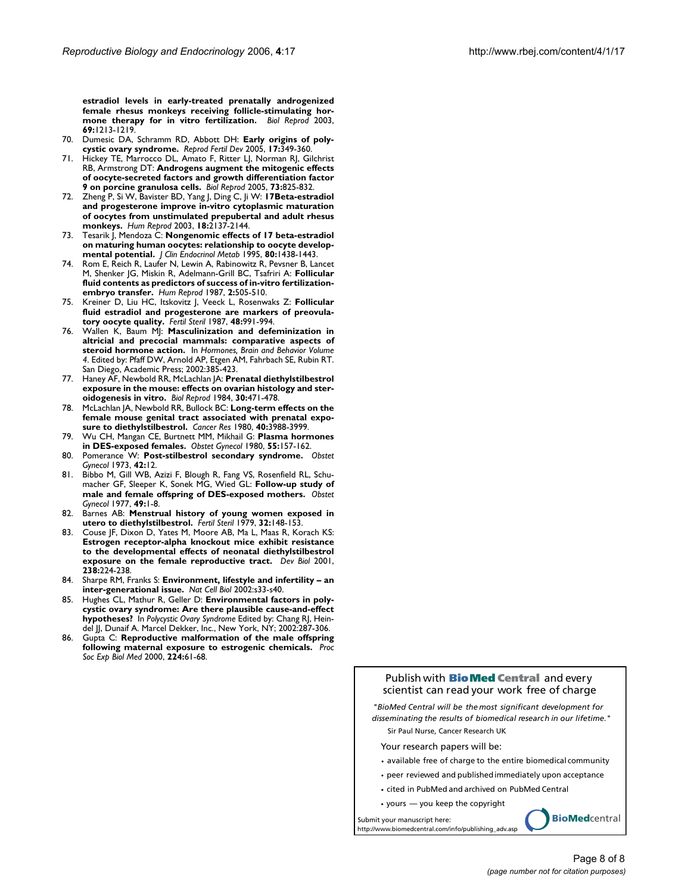**estradiol levels in early-treated prenatally androgenized female rhesus monkeys receiving follicle-stimulating hormone therapy for in vitro fertilization.** *Biol Reprod* 2003, **69:**1213-1219.

70. Dumesic DA, Schramm RD, Abbott DH: **Early origins of polycystic ovary syndrome.** *Reprod Fertil Dev* 2005, **17:**349-360.
71. Hickey TE, Marrocco DL, Amato F, Ritter LJ, Norman RJ, Gilchrist RB, Armstrong DT: **Androgens augment the mitogenic effects of oocyte-secreted factors and growth differentiation factor 9 on porcine granulosa cells.** *Biol Reprod* 2005, **73:**825-832.
72. Zheng P, Si W, Bavister BD, Yang J, Ding C, Ji W: **17Beta-estradiol and progesterone improve in-vitro cytoplasmic maturation of oocytes from unstimulated prepubertal and adult rhesus monkeys.** *Hum Reprod* 2003, **18:**2137-2144.
73. Tesarik J, Mendoza C: **Nongenomic effects of 17 beta-estradiol on maturing human oocytes: relationship to oocyte developmental potential.** *J Clin Endocrinol Metab* 1995, **80:**1438-1443.
74. Rom E, Reich R, Laufer N, Lewin A, Rabinowitz R, Pevsner B, Lancet M, Shenker JG, Miskin R, Adelmann-Grill BC, Tsafriri A: **Follicular fluid contents as predictors of success of in-vitro fertilization-embryo transfer.** *Hum Reprod* 1987, **2:**505-510.
75. Kreiner D, Liu HC, Itskovitz J, Veeck L, Rosenwaks Z: **Follicular fluid estradiol and progesterone are markers of preovulatory oocyte quality.** *Fertil Steril* 1987, **48:**991-994.
76. Wallen K, Baum MJ: **Masculinization and defeminization in altricial and precocial mammals: comparative aspects of steroid hormone action.** In *Hormones, Brain and Behavior Volume 4*. Edited by: Pfaff DW, Arnold AP, Etgen AM, Fahrbach SE, Rubin RT. San Diego, Academic Press; 2002:385-423.
77. Haney AF, Newbold RR, McLachlan JA: **Prenatal diethylstilbestrol exposure in the mouse: effects on ovarian histology and steroidogenesis in vitro.** *Biol Reprod* 1984, **30:**471-478.
78. McLachlan JA, Newbold RR, Bullock BC: **Long-term effects on the female mouse genital tract associated with prenatal exposure to diethylstilbestrol.** *Cancer Res* 1980, **40:**3988-3999.
79. Wu CH, Mangan CE, Burtnett MM, Mikhail G: **Plasma hormones in DES-exposed females.** *Obstet Gynecol* 1980, **55:**157-162.
80. Pomerance W: **Post-stilbestrol secondary syndrome.** *Obstet Gynecol* 1973, **42:**12.
81. Bibbo M, Gill WB, Azizi F, Blough R, Fang VS, Rosenfield RL, Schumacher GF, Sleeper K, Sonek MG, Wied GL: **Follow-up study of male and female offspring of DES-exposed mothers.** *Obstet Gynecol* 1977, **49:**1-8.
82. Barnes AB: **Menstrual history of young women exposed in utero to diethylstilbestrol.** *Fertil Steril* 1979, **32:**148-153.
83. Couse JF, Dixon D, Yates M, Moore AB, Ma L, Maas R, Korach KS: **Estrogen receptor-alpha knockout mice exhibit resistance to the developmental effects of neonatal diethylstilbestrol exposure on the female reproductive tract.** *Dev Biol* 2001, **238:**224-238.
84. Sharpe RM, Franks S: **Environment, lifestyle and infertility – an inter-generational issue.** *Nat Cell Biol* 2002:s33-s40.
85. Hughes CL, Mathur R, Geller D: **Environmental factors in polycystic ovary syndrome: Are there plausible cause-and-effect hypotheses?** In *Polycystic Ovary Syndrome* Edited by: Chang RJ, Heindel JJ, Dunaif A. Marcel Dekker, Inc., New York, NY; 2002:287-306.
86. Gupta C: **Reproductive malformation of the male offspring following maternal exposure to estrogenic chemicals.** *Proc Soc Exp Biol Med* 2000, **224:**61-68.

Publish with **BioMed Central** and every scientist can read your work free of charge

*"BioMed Central will be the most significant development for disseminating the results of biomedical research in our lifetime."*
Sir Paul Nurse, Cancer Research UK

Your research papers will be:

- available free of charge to the entire biomedical community
- peer reviewed and published immediately upon acceptance
- cited in PubMed and archived on PubMed Central
- yours — you keep the copyright

Submit your manuscript here:
http://www.biomedcentral.com/info/publishing_adv.asp

**BioMed**central